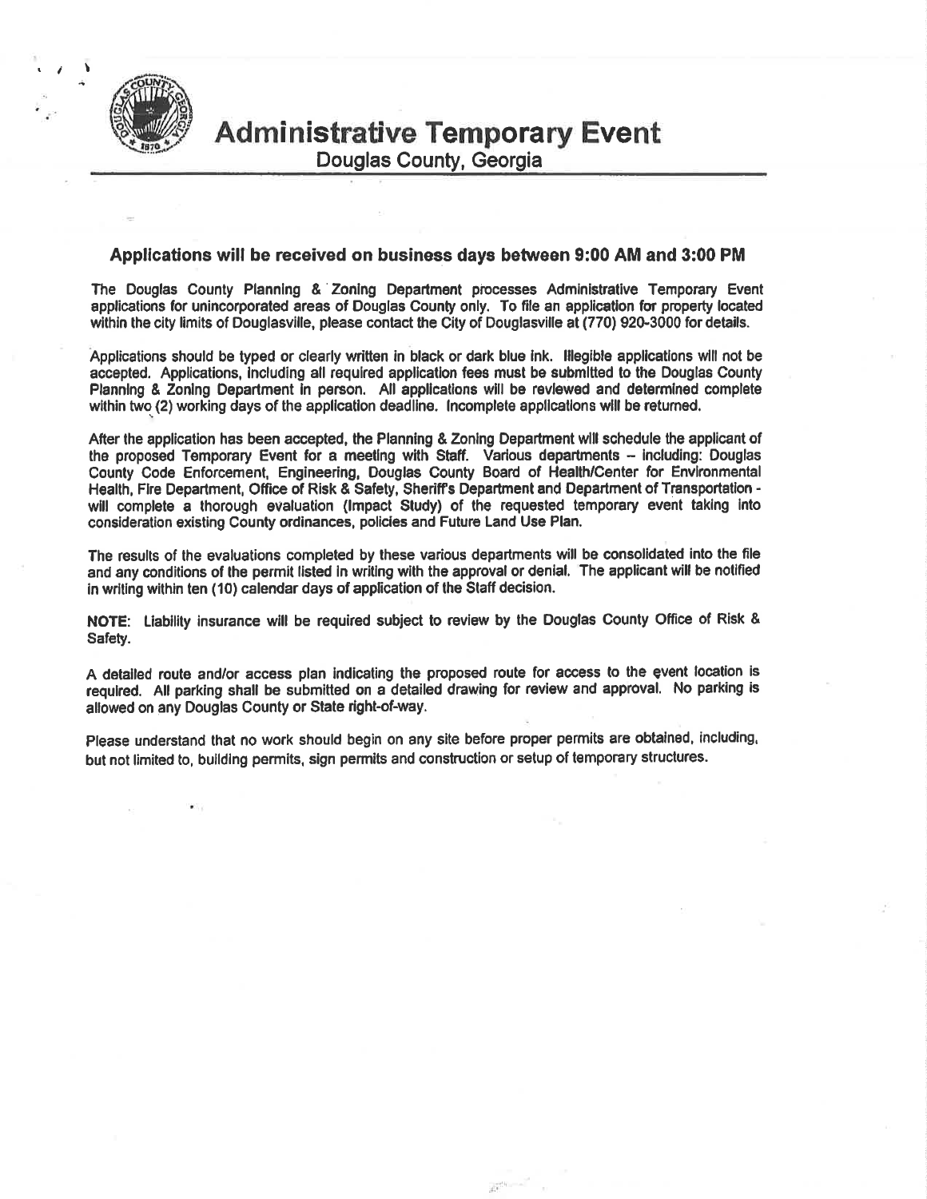# Administrative Temporary Event

Douglas County, Georgia

### Applications will be received on business days between 9:00 AM and 3:00 PM

The Douglas County Planning & Zoning Department processes Administrative Temporary Event applications for unincorporated areas of Douglas County only. To file an application for property located within the city limits of Douglasville, please contact the City of Douglasville at (770) 920-3000 for details.

Applications should be typed or clearly written in black or dark blue ink. Illegible applications will not be accepted. Applications, including all required application fees must be submitted to the Douglas County Planning & Zoning Department in person. All applications will be reviewed and determined complete within two (2) working days of the application deadline. Incomplete applications will be returned.

After the application has been accepted, the Planning & Zoning Department will schedule the applicant of the proposed Temporary Event for a meeting with Staff. Various departments – including: Douglas County Code Enforcement, Engineering, Douglas County Board of Health/Center for Environmental Health, Fire Department, Office of Risk & Safety, Sheriff's Department and Department of Transportation - will complete a thorough evaluation (Impact Study) of the requested temporary event taking into consideration existing County ordinances, policies and Future Land Use Plan.

The results of the evaluations completed by these various departments will be consolidated into the file and any conditions of the permit listed in writing with the approval or denial. The applicant will be notified in writing within ten (10) calendar days of application of the Staff decision.

**NOTE**: Liability insurance will be required subject to review by the Douglas County Office of Risk & Safety.

A detailed route and/or access plan indicating the proposed route for access to the event location is required. All parking shall be submitted on a detailed drawing for review and approval. No parking is allowed on any Douglas County or State right-of-way.

Please understand that no work should begin on any site before proper permits are obtained, including, but not limited to, building permits, sign permits and construction or setup of temporary structures.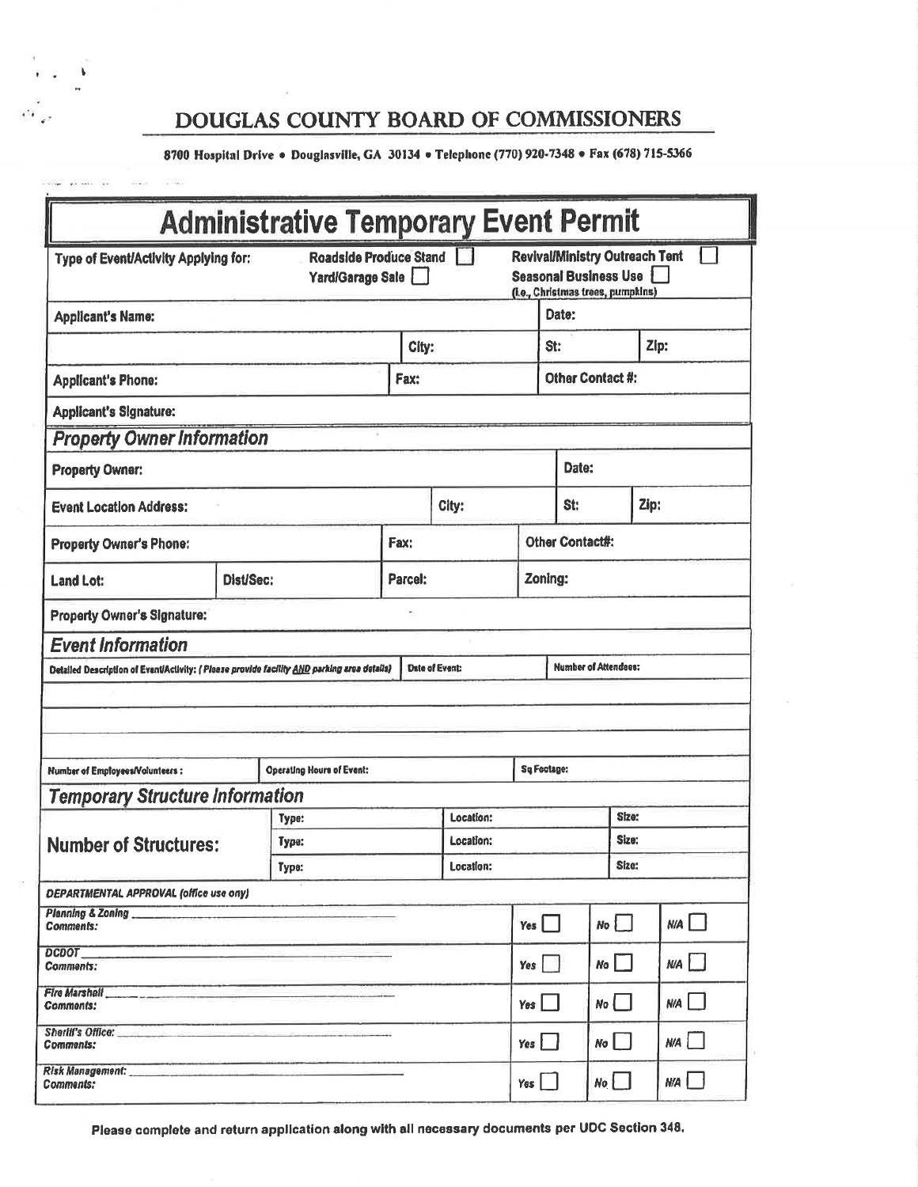# DOUGLAS COUNTY BOARD OF COMMISSIONERS

**8700 Hospital Drive • Douglasville, GA 30134 • Telephone (770) 920-7348 • Fax (678) 715-5366**

## Administrative Temporary Event Permit

| | | | |
|---|---|---|---|
| **Type of Event/Activity Applying for:** | **Roadside Produce Stand** ☐ **Yard/Garage Sale** ☐ | **Revival/Ministry Outreach Tent** ☐ **Seasonal Business Use** ☐ (i.e., Christmas trees, pumpkins) | |
| **Applicant's Name:** | | **Date:** | |
| | **City:** | **St:** | **Zip:** |
| **Applicant's Phone:** | **Fax:** | **Other Contact #:** | |
| **Applicant's Signature:** | | | |

### *Property Owner Information*

| | | | | |
|---|---|---|---|---|
| **Property Owner:** | | | **Date:** | |
| **Event Location Address:** | | **City:** | **St:** | **Zip:** |
| **Property Owner's Phone:** | | **Fax:** | **Other Contact#:** | |
| **Land Lot:** | **Dist/Sec:** | **Parcel:** | **Zoning:** | |
| **Property Owner's Signature:** | | | | |

### *Event Information*

| | | |
|---|---|---|
| **Detailed Description of Event/Activity:** *( Please provide facility AND parking area details)* | **Date of Event:** | **Number of Attendees:** |
| | | |
| | | |
| | | |
| **Number of Employees/Volunteers :** | **Operating Hours of Event:** | **Sq Footage:** |

### *Temporary Structure Information*

| | | | |
|---|---|---|---|
| **Number of Structures:** | Type: | Location: | Size: |
| | Type: | Location: | Size: |
| | Type: | Location: | Size: |

***DEPARTMENTAL APPROVAL (office use ony)***

| | | | |
|---|---|---|---|
| *Planning & Zoning* ______________________ *Comments:* | *Yes* ☐ | *No* ☐ | *N/A* ☐ |
| *DCDOT* ______________________ *Comments:* | *Yes* ☐ | *No* ☐ | *N/A* ☐ |
| *Fire Marshall* ______________________ *Comments:* | *Yes* ☐ | *No* ☐ | *N/A* ☐ |
| *Sheriff's Office:* ______________________ *Comments:* | *Yes* ☐ | *No* ☐ | *N/A* ☐ |
| *Risk Management:* ______________________ *Comments:* | *Yes* ☐ | *No* ☐ | *N/A* ☐ |

**Please complete and return application along with all necessary documents per UDC Section 348.**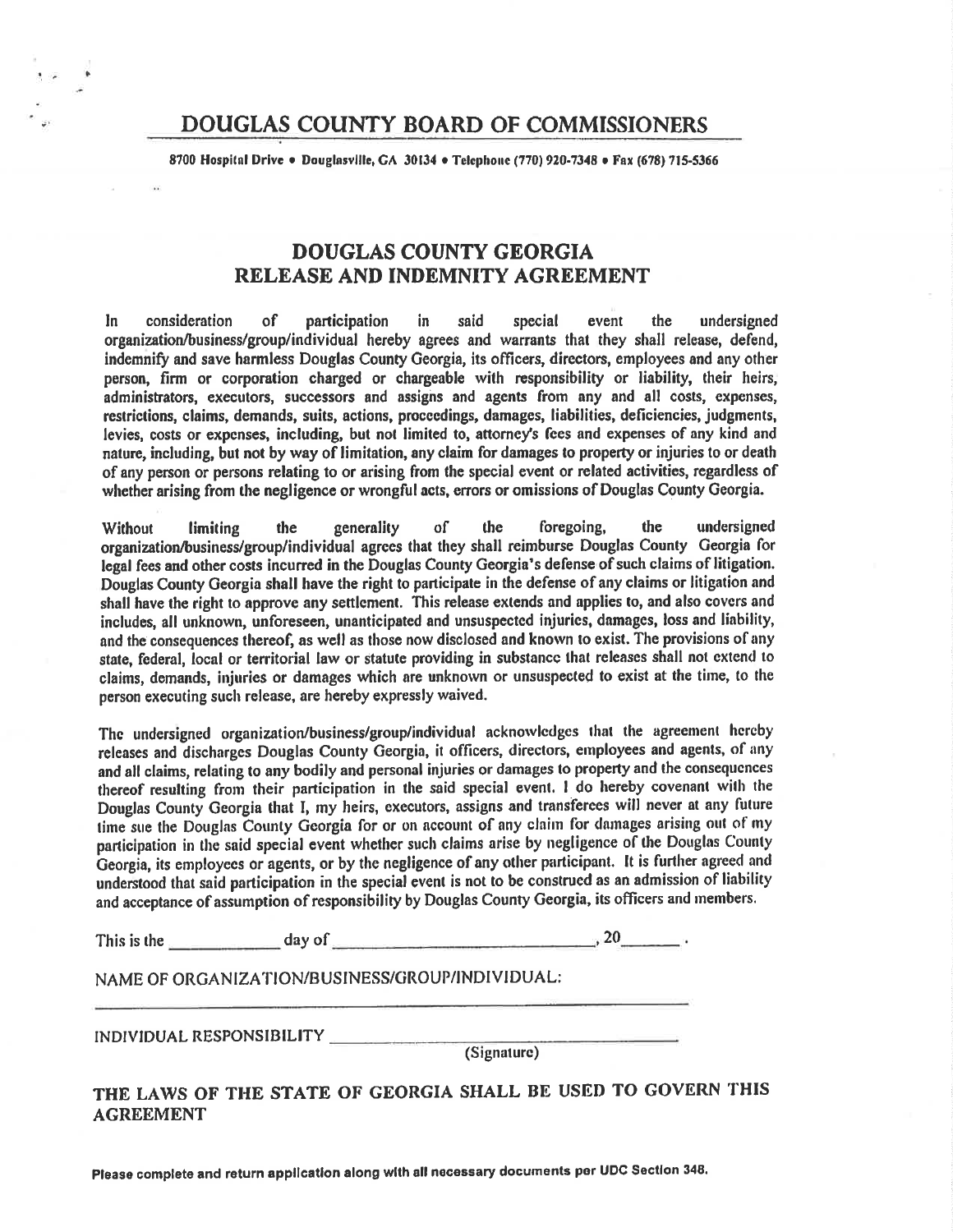# DOUGLAS COUNTY BOARD OF COMMISSIONERS

**8700 Hospital Drive • Douglasville, GA 30134 • Telephone (770) 920-7348 • Fax (678) 715-5366**

## DOUGLAS COUNTY GEORGIA
## RELEASE AND INDEMNITY AGREEMENT

In consideration of participation in said special event the undersigned organization/business/group/individual hereby agrees and warrants that they shall release, defend, indemnify and save harmless Douglas County Georgia, its officers, directors, employees and any other person, firm or corporation charged or chargeable with responsibility or liability, their heirs, administrators, executors, successors and assigns and agents from any and all costs, expenses, restrictions, claims, demands, suits, actions, proceedings, damages, liabilities, deficiencies, judgments, levies, costs or expenses, including, but not limited to, attorney's fees and expenses of any kind and nature, including, but not by way of limitation, any claim for damages to property or injuries to or death of any person or persons relating to or arising from the special event or related activities, regardless of whether arising from the negligence or wrongful acts, errors or omissions of Douglas County Georgia.

Without limiting the generality of the foregoing, the undersigned organization/business/group/individual agrees that they shall reimburse Douglas County Georgia for legal fees and other costs incurred in the Douglas County Georgia's defense of such claims of litigation. Douglas County Georgia shall have the right to participate in the defense of any claims or litigation and shall have the right to approve any settlement. This release extends and applies to, and also covers and includes, all unknown, unforeseen, unanticipated and unsuspected injuries, damages, loss and liability, and the consequences thereof, as well as those now disclosed and known to exist. The provisions of any state, federal, local or territorial law or statute providing in substance that releases shall not extend to claims, demands, injuries or damages which are unknown or unsuspected to exist at the time, to the person executing such release, are hereby expressly waived.

The undersigned organization/business/group/individual acknowledges that the agreement hereby releases and discharges Douglas County Georgia, it officers, directors, employees and agents, of any and all claims, relating to any bodily and personal injuries or damages to property and the consequences thereof resulting from their participation in the said special event. I do hereby covenant with the Douglas County Georgia that I, my heirs, executors, assigns and transferees will never at any future time sue the Douglas County Georgia for or on account of any claim for damages arising out of my participation in the said special event whether such claims arise by negligence of the Douglas County Georgia, its employees or agents, or by the negligence of any other participant. It is further agreed and understood that said participation in the special event is not to be construed as an admission of liability and acceptance of assumption of responsibility by Douglas County Georgia, its officers and members.

This is the ____________ day of ______________________________, 20______.

NAME OF ORGANIZATION/BUSINESS/GROUP/INDIVIDUAL:

______________________________________________________________

INDIVIDUAL RESPONSIBILITY ________________________________________
(Signature)

**THE LAWS OF THE STATE OF GEORGIA SHALL BE USED TO GOVERN THIS AGREEMENT**

**Please complete and return application along with all necessary documents per UDC Section 348.**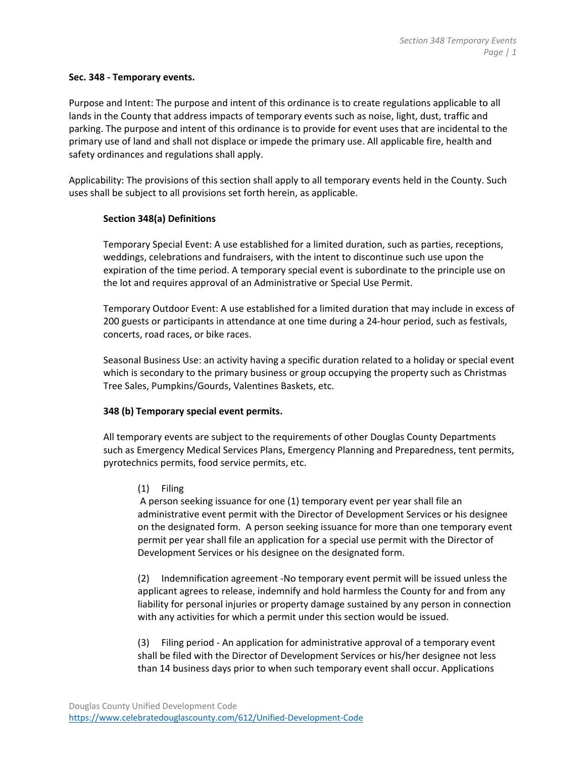**Sec. 348 - Temporary events.**

Purpose and Intent: The purpose and intent of this ordinance is to create regulations applicable to all lands in the County that address impacts of temporary events such as noise, light, dust, traffic and parking. The purpose and intent of this ordinance is to provide for event uses that are incidental to the primary use of land and shall not displace or impede the primary use. All applicable fire, health and safety ordinances and regulations shall apply.

Applicability: The provisions of this section shall apply to all temporary events held in the County. Such uses shall be subject to all provisions set forth herein, as applicable.

**Section 348(a) Definitions**

Temporary Special Event: A use established for a limited duration, such as parties, receptions, weddings, celebrations and fundraisers, with the intent to discontinue such use upon the expiration of the time period. A temporary special event is subordinate to the principle use on the lot and requires approval of an Administrative or Special Use Permit.

Temporary Outdoor Event: A use established for a limited duration that may include in excess of 200 guests or participants in attendance at one time during a 24-hour period, such as festivals, concerts, road races, or bike races.

Seasonal Business Use: an activity having a specific duration related to a holiday or special event which is secondary to the primary business or group occupying the property such as Christmas Tree Sales, Pumpkins/Gourds, Valentines Baskets, etc.

**348 (b) Temporary special event permits.**

All temporary events are subject to the requirements of other Douglas County Departments such as Emergency Medical Services Plans, Emergency Planning and Preparedness, tent permits, pyrotechnics permits, food service permits, etc.

(1) Filing
A person seeking issuance for one (1) temporary event per year shall file an administrative event permit with the Director of Development Services or his designee on the designated form. A person seeking issuance for more than one temporary event permit per year shall file an application for a special use permit with the Director of Development Services or his designee on the designated form.

(2) Indemnification agreement -No temporary event permit will be issued unless the applicant agrees to release, indemnify and hold harmless the County for and from any liability for personal injuries or property damage sustained by any person in connection with any activities for which a permit under this section would be issued.

(3) Filing period - An application for administrative approval of a temporary event shall be filed with the Director of Development Services or his/her designee not less than 14 business days prior to when such temporary event shall occur. Applications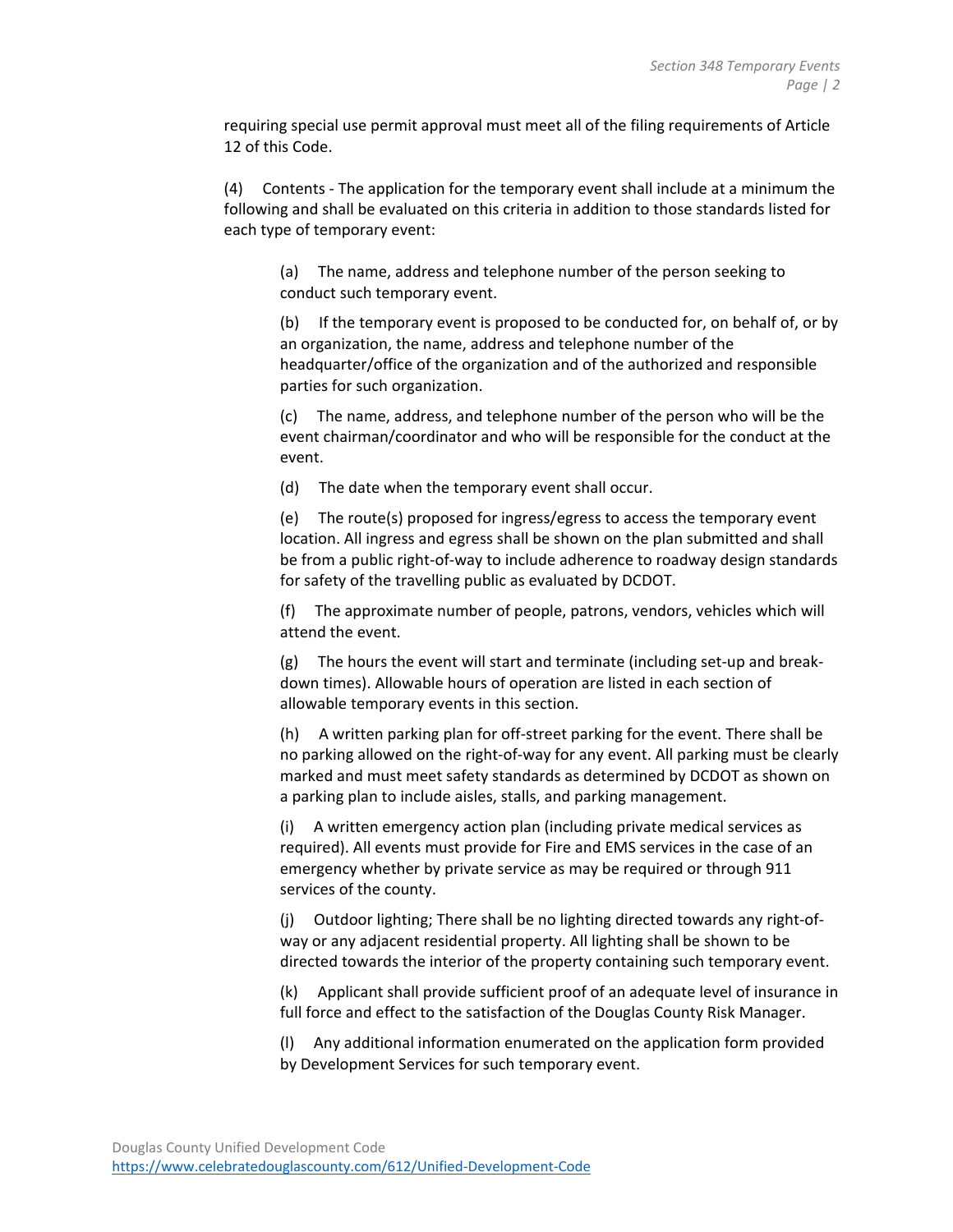requiring special use permit approval must meet all of the filing requirements of Article 12 of this Code.

(4) Contents - The application for the temporary event shall include at a minimum the following and shall be evaluated on this criteria in addition to those standards listed for each type of temporary event:

(a) The name, address and telephone number of the person seeking to conduct such temporary event.

(b) If the temporary event is proposed to be conducted for, on behalf of, or by an organization, the name, address and telephone number of the headquarter/office of the organization and of the authorized and responsible parties for such organization.

(c) The name, address, and telephone number of the person who will be the event chairman/coordinator and who will be responsible for the conduct at the event.

(d) The date when the temporary event shall occur.

(e) The route(s) proposed for ingress/egress to access the temporary event location. All ingress and egress shall be shown on the plan submitted and shall be from a public right-of-way to include adherence to roadway design standards for safety of the travelling public as evaluated by DCDOT.

(f) The approximate number of people, patrons, vendors, vehicles which will attend the event.

(g) The hours the event will start and terminate (including set-up and break-down times). Allowable hours of operation are listed in each section of allowable temporary events in this section.

(h) A written parking plan for off-street parking for the event. There shall be no parking allowed on the right-of-way for any event. All parking must be clearly marked and must meet safety standards as determined by DCDOT as shown on a parking plan to include aisles, stalls, and parking management.

(i) A written emergency action plan (including private medical services as required). All events must provide for Fire and EMS services in the case of an emergency whether by private service as may be required or through 911 services of the county.

(j) Outdoor lighting; There shall be no lighting directed towards any right-of-way or any adjacent residential property. All lighting shall be shown to be directed towards the interior of the property containing such temporary event.

(k) Applicant shall provide sufficient proof of an adequate level of insurance in full force and effect to the satisfaction of the Douglas County Risk Manager.

(l) Any additional information enumerated on the application form provided by Development Services for such temporary event.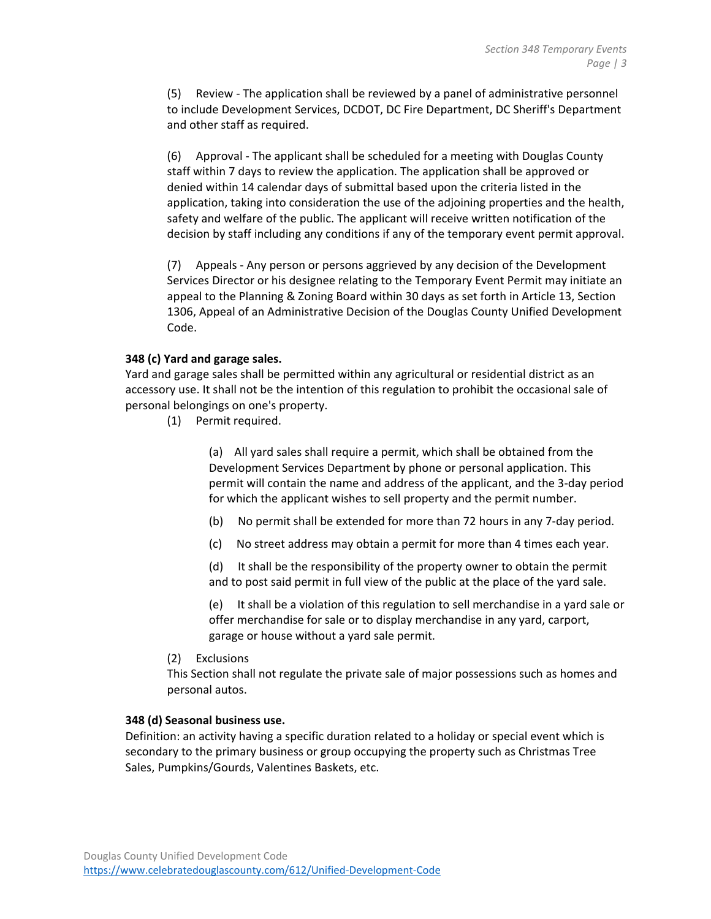(5) Review - The application shall be reviewed by a panel of administrative personnel to include Development Services, DCDOT, DC Fire Department, DC Sheriff's Department and other staff as required.

(6) Approval - The applicant shall be scheduled for a meeting with Douglas County staff within 7 days to review the application. The application shall be approved or denied within 14 calendar days of submittal based upon the criteria listed in the application, taking into consideration the use of the adjoining properties and the health, safety and welfare of the public. The applicant will receive written notification of the decision by staff including any conditions if any of the temporary event permit approval.

(7) Appeals - Any person or persons aggrieved by any decision of the Development Services Director or his designee relating to the Temporary Event Permit may initiate an appeal to the Planning & Zoning Board within 30 days as set forth in Article 13, Section 1306, Appeal of an Administrative Decision of the Douglas County Unified Development Code.

**348 (c) Yard and garage sales.**

Yard and garage sales shall be permitted within any agricultural or residential district as an accessory use. It shall not be the intention of this regulation to prohibit the occasional sale of personal belongings on one's property.

(1) Permit required.

(a) All yard sales shall require a permit, which shall be obtained from the Development Services Department by phone or personal application. This permit will contain the name and address of the applicant, and the 3-day period for which the applicant wishes to sell property and the permit number.

(b) No permit shall be extended for more than 72 hours in any 7-day period.

(c) No street address may obtain a permit for more than 4 times each year.

(d) It shall be the responsibility of the property owner to obtain the permit and to post said permit in full view of the public at the place of the yard sale.

(e) It shall be a violation of this regulation to sell merchandise in a yard sale or offer merchandise for sale or to display merchandise in any yard, carport, garage or house without a yard sale permit.

(2) Exclusions

This Section shall not regulate the private sale of major possessions such as homes and personal autos.

**348 (d) Seasonal business use.**

Definition: an activity having a specific duration related to a holiday or special event which is secondary to the primary business or group occupying the property such as Christmas Tree Sales, Pumpkins/Gourds, Valentines Baskets, etc.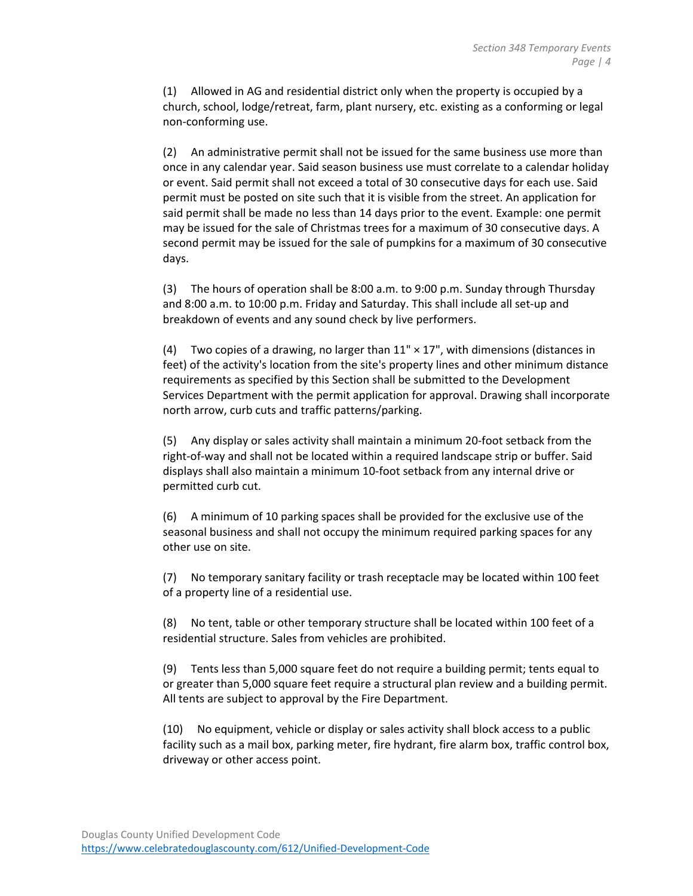(1) Allowed in AG and residential district only when the property is occupied by a church, school, lodge/retreat, farm, plant nursery, etc. existing as a conforming or legal non-conforming use.

(2) An administrative permit shall not be issued for the same business use more than once in any calendar year. Said season business use must correlate to a calendar holiday or event. Said permit shall not exceed a total of 30 consecutive days for each use. Said permit must be posted on site such that it is visible from the street. An application for said permit shall be made no less than 14 days prior to the event. Example: one permit may be issued for the sale of Christmas trees for a maximum of 30 consecutive days. A second permit may be issued for the sale of pumpkins for a maximum of 30 consecutive days.

(3) The hours of operation shall be 8:00 a.m. to 9:00 p.m. Sunday through Thursday and 8:00 a.m. to 10:00 p.m. Friday and Saturday. This shall include all set-up and breakdown of events and any sound check by live performers.

(4) Two copies of a drawing, no larger than 11" × 17", with dimensions (distances in feet) of the activity's location from the site's property lines and other minimum distance requirements as specified by this Section shall be submitted to the Development Services Department with the permit application for approval. Drawing shall incorporate north arrow, curb cuts and traffic patterns/parking.

(5) Any display or sales activity shall maintain a minimum 20-foot setback from the right-of-way and shall not be located within a required landscape strip or buffer. Said displays shall also maintain a minimum 10-foot setback from any internal drive or permitted curb cut.

(6) A minimum of 10 parking spaces shall be provided for the exclusive use of the seasonal business and shall not occupy the minimum required parking spaces for any other use on site.

(7) No temporary sanitary facility or trash receptacle may be located within 100 feet of a property line of a residential use.

(8) No tent, table or other temporary structure shall be located within 100 feet of a residential structure. Sales from vehicles are prohibited.

(9) Tents less than 5,000 square feet do not require a building permit; tents equal to or greater than 5,000 square feet require a structural plan review and a building permit. All tents are subject to approval by the Fire Department.

(10) No equipment, vehicle or display or sales activity shall block access to a public facility such as a mail box, parking meter, fire hydrant, fire alarm box, traffic control box, driveway or other access point.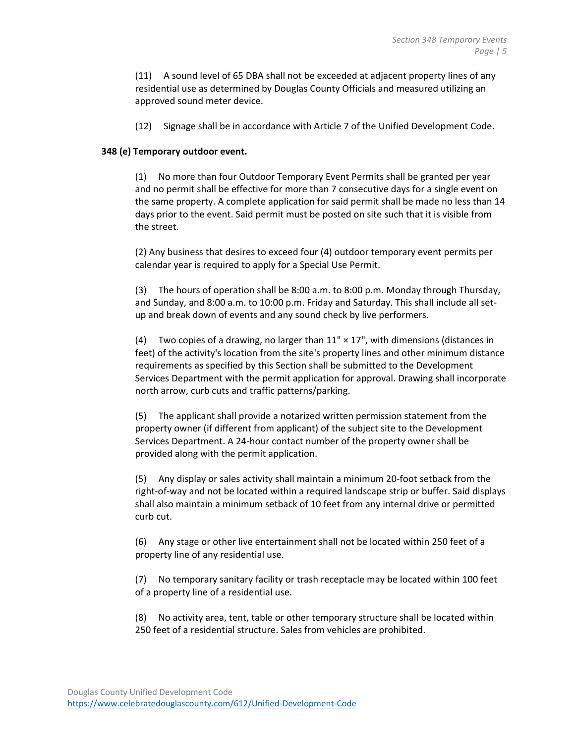(11) A sound level of 65 DBA shall not be exceeded at adjacent property lines of any residential use as determined by Douglas County Officials and measured utilizing an approved sound meter device.

(12) Signage shall be in accordance with Article 7 of the Unified Development Code.

**348 (e) Temporary outdoor event.**

(1) No more than four Outdoor Temporary Event Permits shall be granted per year and no permit shall be effective for more than 7 consecutive days for a single event on the same property. A complete application for said permit shall be made no less than 14 days prior to the event. Said permit must be posted on site such that it is visible from the street.

(2) Any business that desires to exceed four (4) outdoor temporary event permits per calendar year is required to apply for a Special Use Permit.

(3) The hours of operation shall be 8:00 a.m. to 8:00 p.m. Monday through Thursday, and Sunday, and 8:00 a.m. to 10:00 p.m. Friday and Saturday. This shall include all set-up and break down of events and any sound check by live performers.

(4) Two copies of a drawing, no larger than 11" × 17", with dimensions (distances in feet) of the activity's location from the site's property lines and other minimum distance requirements as specified by this Section shall be submitted to the Development Services Department with the permit application for approval. Drawing shall incorporate north arrow, curb cuts and traffic patterns/parking.

(5) The applicant shall provide a notarized written permission statement from the property owner (if different from applicant) of the subject site to the Development Services Department. A 24-hour contact number of the property owner shall be provided along with the permit application.

(5) Any display or sales activity shall maintain a minimum 20-foot setback from the right-of-way and not be located within a required landscape strip or buffer. Said displays shall also maintain a minimum setback of 10 feet from any internal drive or permitted curb cut.

(6) Any stage or other live entertainment shall not be located within 250 feet of a property line of any residential use.

(7) No temporary sanitary facility or trash receptacle may be located within 100 feet of a property line of a residential use.

(8) No activity area, tent, table or other temporary structure shall be located within 250 feet of a residential structure. Sales from vehicles are prohibited.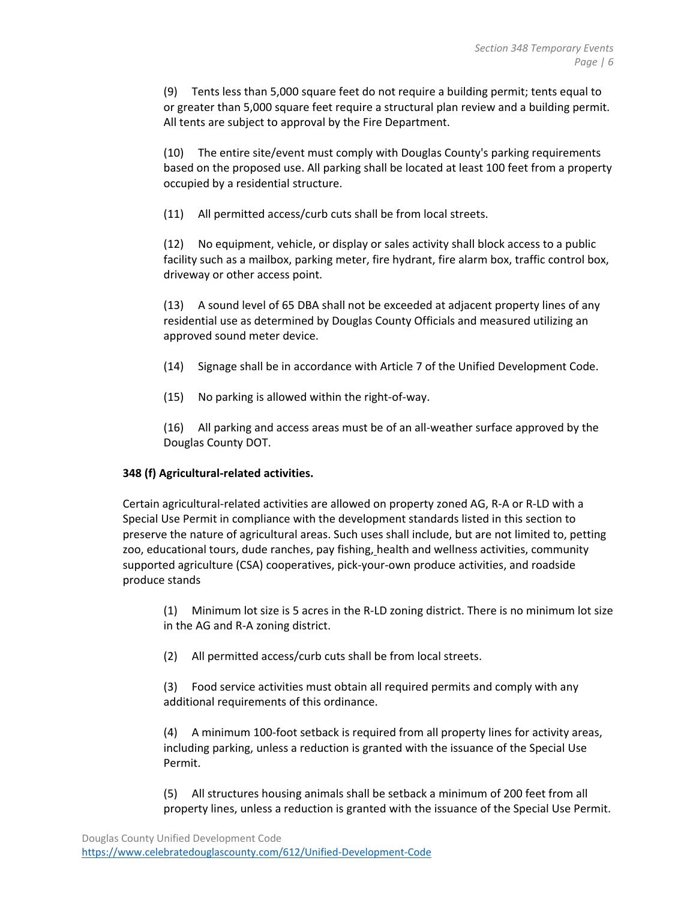(9) Tents less than 5,000 square feet do not require a building permit; tents equal to or greater than 5,000 square feet require a structural plan review and a building permit. All tents are subject to approval by the Fire Department.

(10) The entire site/event must comply with Douglas County's parking requirements based on the proposed use. All parking shall be located at least 100 feet from a property occupied by a residential structure.

(11) All permitted access/curb cuts shall be from local streets.

(12) No equipment, vehicle, or display or sales activity shall block access to a public facility such as a mailbox, parking meter, fire hydrant, fire alarm box, traffic control box, driveway or other access point.

(13) A sound level of 65 DBA shall not be exceeded at adjacent property lines of any residential use as determined by Douglas County Officials and measured utilizing an approved sound meter device.

(14) Signage shall be in accordance with Article 7 of the Unified Development Code.

(15) No parking is allowed within the right-of-way.

(16) All parking and access areas must be of an all-weather surface approved by the Douglas County DOT.

**348 (f) Agricultural-related activities.**

Certain agricultural-related activities are allowed on property zoned AG, R-A or R-LD with a Special Use Permit in compliance with the development standards listed in this section to preserve the nature of agricultural areas. Such uses shall include, but are not limited to, petting zoo, educational tours, dude ranches, pay fishing, health and wellness activities, community supported agriculture (CSA) cooperatives, pick-your-own produce activities, and roadside produce stands

(1) Minimum lot size is 5 acres in the R-LD zoning district. There is no minimum lot size in the AG and R-A zoning district.

(2) All permitted access/curb cuts shall be from local streets.

(3) Food service activities must obtain all required permits and comply with any additional requirements of this ordinance.

(4) A minimum 100-foot setback is required from all property lines for activity areas, including parking, unless a reduction is granted with the issuance of the Special Use Permit.

(5) All structures housing animals shall be setback a minimum of 200 feet from all property lines, unless a reduction is granted with the issuance of the Special Use Permit.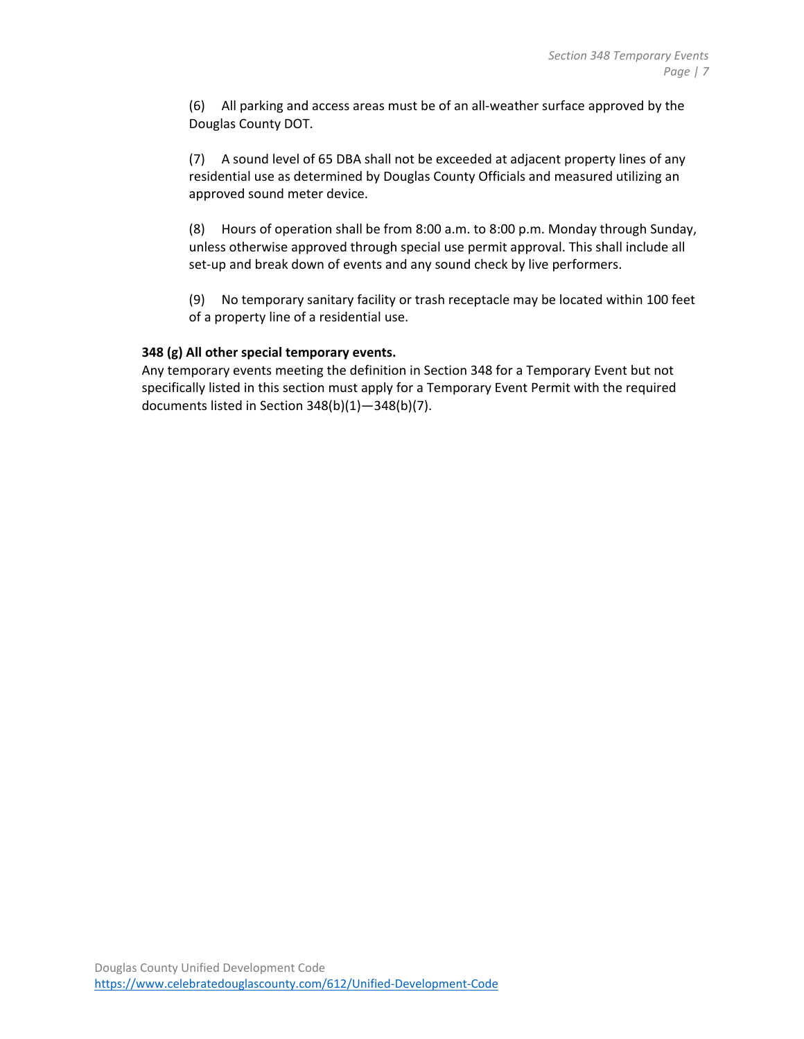(6) All parking and access areas must be of an all-weather surface approved by the Douglas County DOT.

(7) A sound level of 65 DBA shall not be exceeded at adjacent property lines of any residential use as determined by Douglas County Officials and measured utilizing an approved sound meter device.

(8) Hours of operation shall be from 8:00 a.m. to 8:00 p.m. Monday through Sunday, unless otherwise approved through special use permit approval. This shall include all set-up and break down of events and any sound check by live performers.

(9) No temporary sanitary facility or trash receptacle may be located within 100 feet of a property line of a residential use.

**348 (g) All other special temporary events.**

Any temporary events meeting the definition in Section 348 for a Temporary Event but not specifically listed in this section must apply for a Temporary Event Permit with the required documents listed in Section 348(b)(1)—348(b)(7).